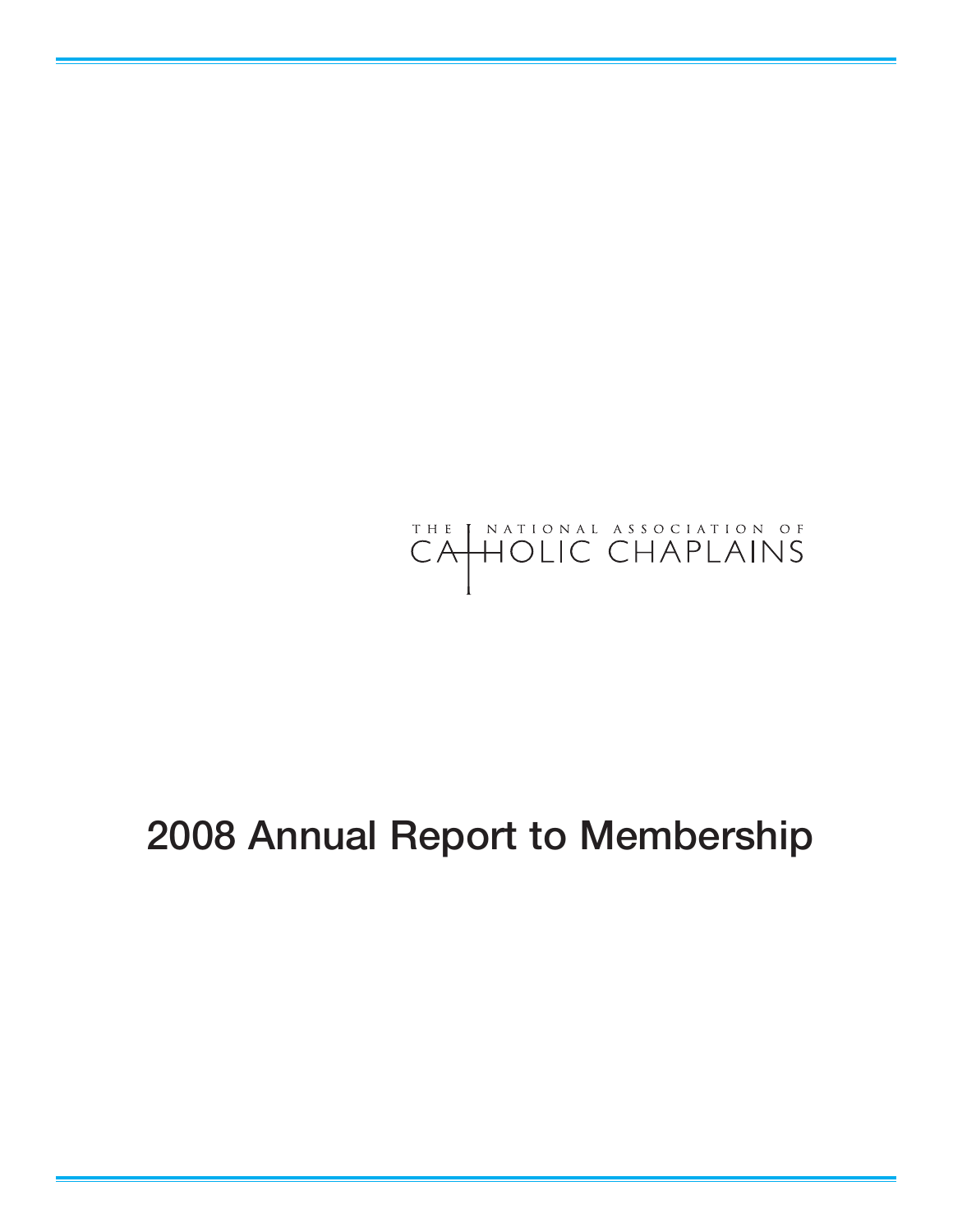THE NATIONAL ASSOCIATION OF CATHOLIC CHAPLAINS

# 2008 Annual Report to Membership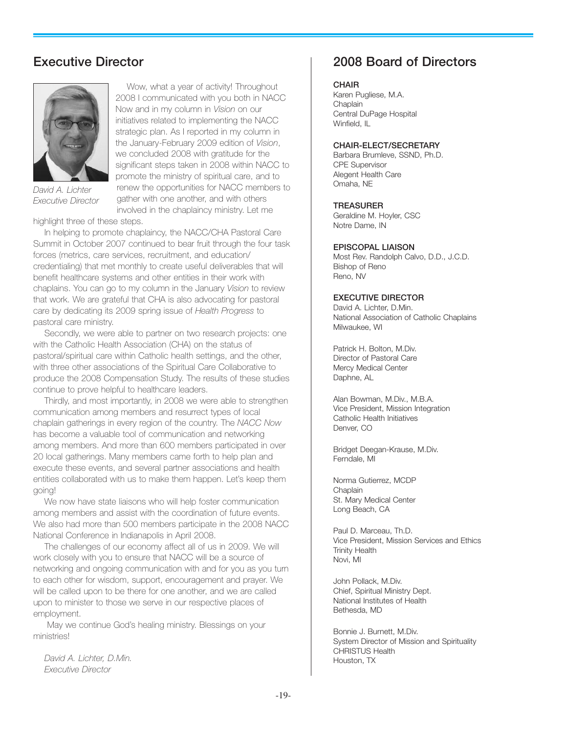## Executive Director

*David A. Lichter*
*Executive Director*

Wow, what a year of activity! Throughout 2008 I communicated with you both in NACC Now and in my column in *Vision* on our initiatives related to implementing the NACC strategic plan. As I reported in my column in the January-February 2009 edition of *Vision*, we concluded 2008 with gratitude for the significant steps taken in 2008 within NACC to promote the ministry of spiritual care, and to renew the opportunities for NACC members to gather with one another, and with others involved in the chaplaincy ministry. Let me highlight three of these steps.

In helping to promote chaplaincy, the NACC/CHA Pastoral Care Summit in October 2007 continued to bear fruit through the four task forces (metrics, care services, recruitment, and education/credentialing) that met monthly to create useful deliverables that will benefit healthcare systems and other entities in their work with chaplains. You can go to my column in the January *Vision* to review that work. We are grateful that CHA is also advocating for pastoral care by dedicating its 2009 spring issue of *Health Progress* to pastoral care ministry.

Secondly, we were able to partner on two research projects: one with the Catholic Health Association (CHA) on the status of pastoral/spiritual care within Catholic health settings, and the other, with three other associations of the Spiritual Care Collaborative to produce the 2008 Compensation Study. The results of these studies continue to prove helpful to healthcare leaders.

Thirdly, and most importantly, in 2008 we were able to strengthen communication among members and resurrect types of local chaplain gatherings in every region of the country. The *NACC Now* has become a valuable tool of communication and networking among members. And more than 600 members participated in over 20 local gatherings. Many members came forth to help plan and execute these events, and several partner associations and health entities collaborated with us to make them happen. Let's keep them going!

We now have state liaisons who will help foster communication among members and assist with the coordination of future events. We also had more than 500 members participate in the 2008 NACC National Conference in Indianapolis in April 2008.

The challenges of our economy affect all of us in 2009. We will work closely with you to ensure that NACC will be a source of networking and ongoing communication with and for you as you turn to each other for wisdom, support, encouragement and prayer. We will be called upon to be there for one another, and we are called upon to minister to those we serve in our respective places of employment.

May we continue God's healing ministry. Blessings on your ministries!

*David A. Lichter, D.Min.*
*Executive Director*

## 2008 Board of Directors

**CHAIR**
Karen Pugliese, M.A.
Chaplain
Central DuPage Hospital
Winfield, IL

**CHAIR-ELECT/SECRETARY**
Barbara Brumleve, SSND, Ph.D.
CPE Supervisor
Alegent Health Care
Omaha, NE

**TREASURER**
Geraldine M. Hoyler, CSC
Notre Dame, IN

**EPISCOPAL LIAISON**
Most Rev. Randolph Calvo, D.D., J.C.D.
Bishop of Reno
Reno, NV

**EXECUTIVE DIRECTOR**
David A. Lichter, D.Min.
National Association of Catholic Chaplains
Milwaukee, WI

Patrick H. Bolton, M.Div.
Director of Pastoral Care
Mercy Medical Center
Daphne, AL

Alan Bowman, M.Div., M.B.A.
Vice President, Mission Integration
Catholic Health Initiatives
Denver, CO

Bridget Deegan-Krause, M.Div.
Ferndale, MI

Norma Gutierrez, MCDP
Chaplain
St. Mary Medical Center
Long Beach, CA

Paul D. Marceau, Th.D.
Vice President, Mission Services and Ethics
Trinity Health
Novi, MI

John Pollack, M.Div.
Chief, Spiritual Ministry Dept.
National Institutes of Health
Bethesda, MD

Bonnie J. Burnett, M.Div.
System Director of Mission and Spirituality
CHRISTUS Health
Houston, TX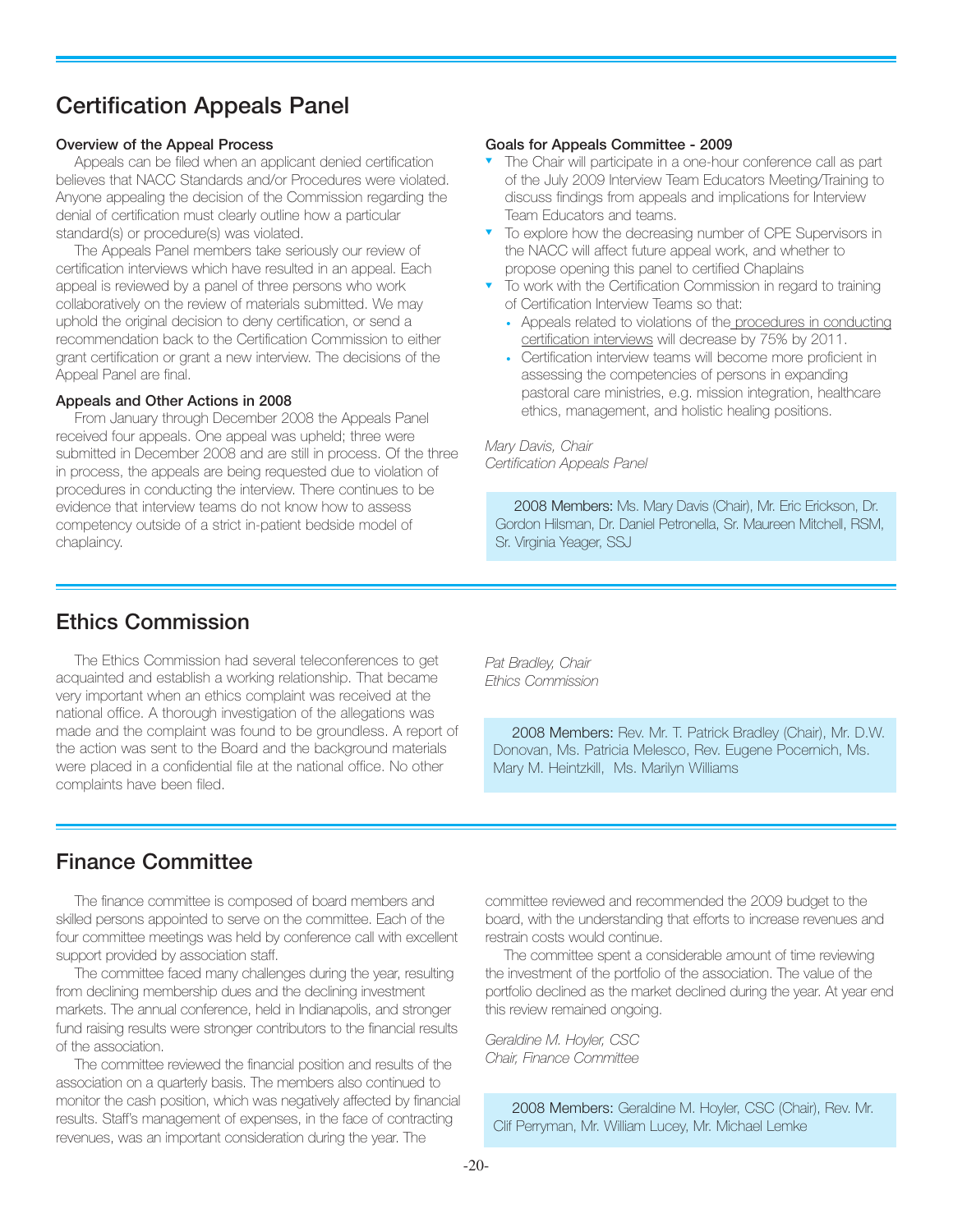## Certification Appeals Panel

### Overview of the Appeal Process

Appeals can be filed when an applicant denied certification believes that NACC Standards and/or Procedures were violated. Anyone appealing the decision of the Commission regarding the denial of certification must clearly outline how a particular standard(s) or procedure(s) was violated.

The Appeals Panel members take seriously our review of certification interviews which have resulted in an appeal. Each appeal is reviewed by a panel of three persons who work collaboratively on the review of materials submitted. We may uphold the original decision to deny certification, or send a recommendation back to the Certification Commission to either grant certification or grant a new interview. The decisions of the Appeal Panel are final.

### Appeals and Other Actions in 2008

From January through December 2008 the Appeals Panel received four appeals. One appeal was upheld; three were submitted in December 2008 and are still in process. Of the three in process, the appeals are being requested due to violation of procedures in conducting the interview. There continues to be evidence that interview teams do not know how to assess competency outside of a strict in-patient bedside model of chaplaincy.

### Goals for Appeals Committee - 2009

- The Chair will participate in a one-hour conference call as part of the July 2009 Interview Team Educators Meeting/Training to discuss findings from appeals and implications for Interview Team Educators and teams.
- To explore how the decreasing number of CPE Supervisors in the NACC will affect future appeal work, and whether to propose opening this panel to certified Chaplains
- To work with the Certification Commission in regard to training of Certification Interview Teams so that:
  - Appeals related to violations of the procedures in conducting certification interviews will decrease by 75% by 2011.
  - Certification interview teams will become more proficient in assessing the competencies of persons in expanding pastoral care ministries, e.g. mission integration, healthcare ethics, management, and holistic healing positions.

*Mary Davis, Chair*
*Certification Appeals Panel*

**2008 Members:** Ms. Mary Davis (Chair), Mr. Eric Erickson, Dr. Gordon Hilsman, Dr. Daniel Petronella, Sr. Maureen Mitchell, RSM, Sr. Virginia Yeager, SSJ

## Ethics Commission

The Ethics Commission had several teleconferences to get acquainted and establish a working relationship. That became very important when an ethics complaint was received at the national office. A thorough investigation of the allegations was made and the complaint was found to be groundless. A report of the action was sent to the Board and the background materials were placed in a confidential file at the national office. No other complaints have been filed.

*Pat Bradley, Chair*
*Ethics Commission*

**2008 Members:** Rev. Mr. T. Patrick Bradley (Chair), Mr. D.W. Donovan, Ms. Patricia Melesco, Rev. Eugene Pocernich, Ms. Mary M. Heintzkill, Ms. Marilyn Williams

## Finance Committee

The finance committee is composed of board members and skilled persons appointed to serve on the committee. Each of the four committee meetings was held by conference call with excellent support provided by association staff.

The committee faced many challenges during the year, resulting from declining membership dues and the declining investment markets. The annual conference, held in Indianapolis, and stronger fund raising results were stronger contributors to the financial results of the association.

The committee reviewed the financial position and results of the association on a quarterly basis. The members also continued to monitor the cash position, which was negatively affected by financial results. Staff's management of expenses, in the face of contracting revenues, was an important consideration during the year. The committee reviewed and recommended the 2009 budget to the board, with the understanding that efforts to increase revenues and restrain costs would continue.

The committee spent a considerable amount of time reviewing the investment of the portfolio of the association. The value of the portfolio declined as the market declined during the year. At year end this review remained ongoing.

*Geraldine M. Hoyler, CSC*
*Chair, Finance Committee*

**2008 Members:** Geraldine M. Hoyler, CSC (Chair), Rev. Mr. Clif Perryman, Mr. William Lucey, Mr. Michael Lemke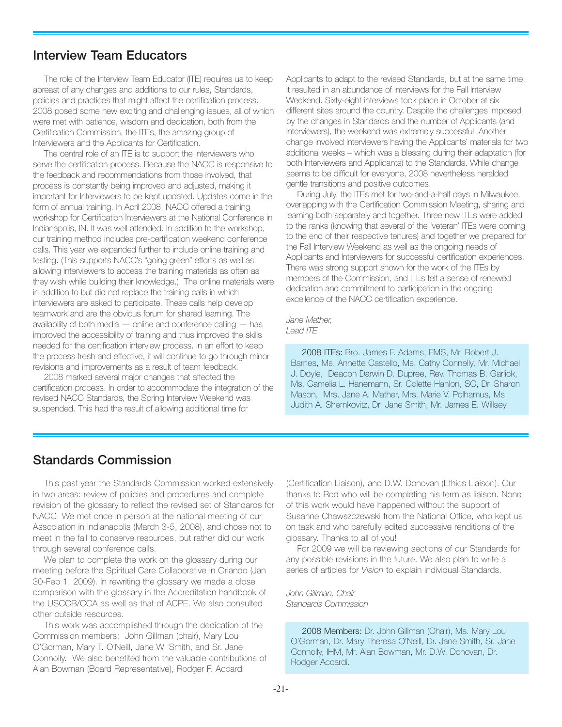## Interview Team Educators

The role of the Interview Team Educator (ITE) requires us to keep abreast of any changes and additions to our rules, Standards, policies and practices that might affect the certification process. 2008 posed some new exciting and challenging issues, all of which were met with patience, wisdom and dedication, both from the Certification Commission, the ITEs, the amazing group of Interviewers and the Applicants for Certification.

The central role of an ITE is to support the Interviewers who serve the certification process. Because the NACC is responsive to the feedback and recommendations from those involved, that process is constantly being improved and adjusted, making it important for Interviewers to be kept updated. Updates come in the form of annual training. In April 2008, NACC offered a training workshop for Certification Interviewers at the National Conference in Indianapolis, IN. It was well attended. In addition to the workshop, our training method includes pre-certification weekend conference calls. This year we expanded further to include online training and testing. (This supports NACC's "going green" efforts as well as allowing interviewers to access the training materials as often as they wish while building their knowledge.) The online materials were in addition to but did not replace the training calls in which interviewers are asked to participate. These calls help develop teamwork and are the obvious forum for shared learning. The availability of both media — online and conference calling — has improved the accessibility of training and thus improved the skills needed for the certification interview process. In an effort to keep the process fresh and effective, it will continue to go through minor revisions and improvements as a result of team feedback.

2008 marked several major changes that affected the certification process. In order to accommodate the integration of the revised NACC Standards, the Spring Interview Weekend was suspended. This had the result of allowing additional time for Applicants to adapt to the revised Standards, but at the same time, it resulted in an abundance of interviews for the Fall Interview Weekend. Sixty-eight interviews took place in October at six different sites around the country. Despite the challenges imposed by the changes in Standards and the number of Applicants (and Interviewers), the weekend was extremely successful. Another change involved Interviewers having the Applicants' materials for two additional weeks – which was a blessing during their adaptation (for both Interviewers and Applicants) to the Standards. While change seems to be difficult for everyone, 2008 nevertheless heralded gentle transitions and positive outcomes.

During July, the ITEs met for two-and-a-half days in Milwaukee, overlapping with the Certification Commission Meeting, sharing and learning both separately and together. Three new ITEs were added to the ranks (knowing that several of the 'veteran' ITEs were coming to the end of their respective tenures) and together we prepared for the Fall Interview Weekend as well as the ongoing needs of Applicants and Interviewers for successful certification experiences. There was strong support shown for the work of the ITEs by members of the Commission, and ITEs felt a sense of renewed dedication and commitment to participation in the ongoing excellence of the NACC certification experience.

*Jane Mather,*
*Lead ITE*

2008 ITEs: Bro. James F. Adams, FMS, Mr. Robert J. Barnes, Ms. Annette Castello, Ms. Cathy Connelly, Mr. Michael J. Doyle, Deacon Darwin D. Dupree, Rev. Thomas B. Garlick, Ms. Camelia L. Hanemann, Sr. Colette Hanlon, SC, Dr. Sharon Mason, Mrs. Jane A. Mather, Mrs. Marie V. Polhamus, Ms. Judith A. Shemkovitz, Dr. Jane Smith, Mr. James E. Willsey

## Standards Commission

This past year the Standards Commission worked extensively in two areas: review of policies and procedures and complete revision of the glossary to reflect the revised set of Standards for NACC. We met once in person at the national meeting of our Association in Indianapolis (March 3-5, 2008), and chose not to meet in the fall to conserve resources, but rather did our work through several conference calls.

We plan to complete the work on the glossary during our meeting before the Spiritual Care Collaborative in Orlando (Jan 30-Feb 1, 2009). In rewriting the glossary we made a close comparison with the glossary in the Accreditation handbook of the USCCB/CCA as well as that of ACPE. We also consulted other outside resources.

This work was accomplished through the dedication of the Commission members: John Gillman (chair), Mary Lou O'Gorman, Mary T. O'Neill, Jane W. Smith, and Sr. Jane Connolly. We also benefited from the valuable contributions of Alan Bowman (Board Representative), Rodger F. Accardi (Certification Liaison), and D.W. Donovan (Ethics Liaison). Our thanks to Rod who will be completing his term as liaison. None of this work would have happened without the support of Susanne Chawszczewski from the National Office, who kept us on task and who carefully edited successive renditions of the glossary. Thanks to all of you!

For 2009 we will be reviewing sections of our Standards for any possible revisions in the future. We also plan to write a series of articles for *Vision* to explain individual Standards.

*John Gillman, Chair*
*Standards Commission*

2008 Members: Dr. John Gillman (Chair), Ms. Mary Lou O'Gorman, Dr. Mary Theresa O'Neill, Dr. Jane Smith, Sr. Jane Connolly, IHM, Mr. Alan Bowman, Mr. D.W. Donovan, Dr. Rodger Accardi.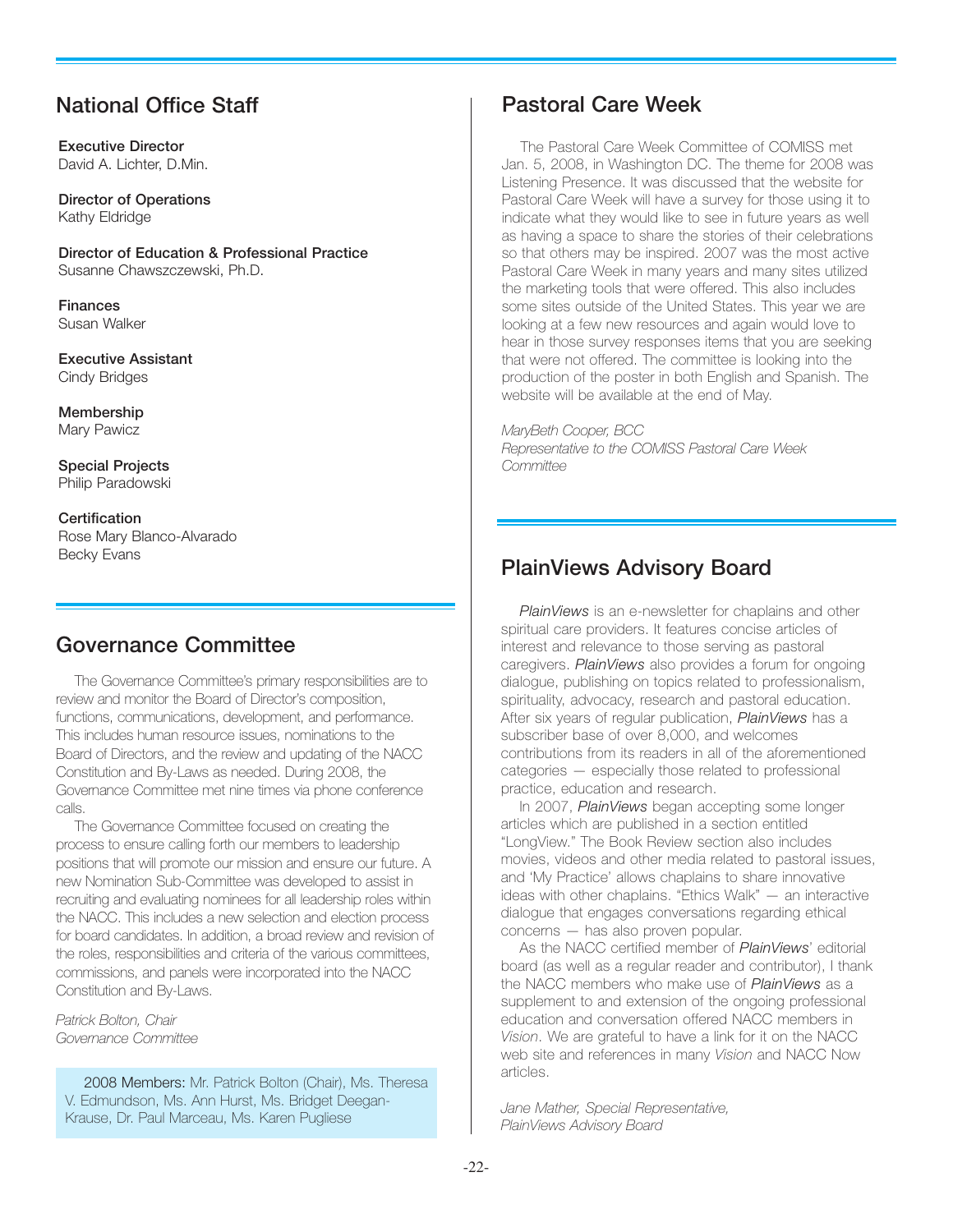## National Office Staff

**Executive Director**
David A. Lichter, D.Min.

**Director of Operations**
Kathy Eldridge

**Director of Education & Professional Practice**
Susanne Chawszczewski, Ph.D.

**Finances**
Susan Walker

**Executive Assistant**
Cindy Bridges

**Membership**
Mary Pawicz

**Special Projects**
Philip Paradowski

**Certification**
Rose Mary Blanco-Alvarado
Becky Evans

## Governance Committee

The Governance Committee's primary responsibilities are to review and monitor the Board of Director's composition, functions, communications, development, and performance. This includes human resource issues, nominations to the Board of Directors, and the review and updating of the NACC Constitution and By-Laws as needed. During 2008, the Governance Committee met nine times via phone conference calls.

The Governance Committee focused on creating the process to ensure calling forth our members to leadership positions that will promote our mission and ensure our future. A new Nomination Sub-Committee was developed to assist in recruiting and evaluating nominees for all leadership roles within the NACC. This includes a new selection and election process for board candidates. In addition, a broad review and revision of the roles, responsibilities and criteria of the various committees, commissions, and panels were incorporated into the NACC Constitution and By-Laws.

*Patrick Bolton, Chair*
*Governance Committee*

2008 Members: Mr. Patrick Bolton (Chair), Ms. Theresa V. Edmundson, Ms. Ann Hurst, Ms. Bridget Deegan-Krause, Dr. Paul Marceau, Ms. Karen Pugliese

## Pastoral Care Week

The Pastoral Care Week Committee of COMISS met Jan. 5, 2008, in Washington DC. The theme for 2008 was Listening Presence. It was discussed that the website for Pastoral Care Week will have a survey for those using it to indicate what they would like to see in future years as well as having a space to share the stories of their celebrations so that others may be inspired. 2007 was the most active Pastoral Care Week in many years and many sites utilized the marketing tools that were offered. This also includes some sites outside of the United States. This year we are looking at a few new resources and again would love to hear in those survey responses items that you are seeking that were not offered. The committee is looking into the production of the poster in both English and Spanish. The website will be available at the end of May.

*MaryBeth Cooper, BCC*
*Representative to the COMISS Pastoral Care Week Committee*

## PlainViews Advisory Board

*PlainViews* is an e-newsletter for chaplains and other spiritual care providers. It features concise articles of interest and relevance to those serving as pastoral caregivers. *PlainViews* also provides a forum for ongoing dialogue, publishing on topics related to professionalism, spirituality, advocacy, research and pastoral education. After six years of regular publication, *PlainViews* has a subscriber base of over 8,000, and welcomes contributions from its readers in all of the aforementioned categories — especially those related to professional practice, education and research.

In 2007, *PlainViews* began accepting some longer articles which are published in a section entitled "LongView." The Book Review section also includes movies, videos and other media related to pastoral issues, and 'My Practice' allows chaplains to share innovative ideas with other chaplains. "Ethics Walk" — an interactive dialogue that engages conversations regarding ethical concerns — has also proven popular.

As the NACC certified member of *PlainViews*' editorial board (as well as a regular reader and contributor), I thank the NACC members who make use of *PlainViews* as a supplement to and extension of the ongoing professional education and conversation offered NACC members in *Vision*. We are grateful to have a link for it on the NACC web site and references in many *Vision* and NACC Now articles.

*Jane Mather, Special Representative,*
*PlainViews Advisory Board*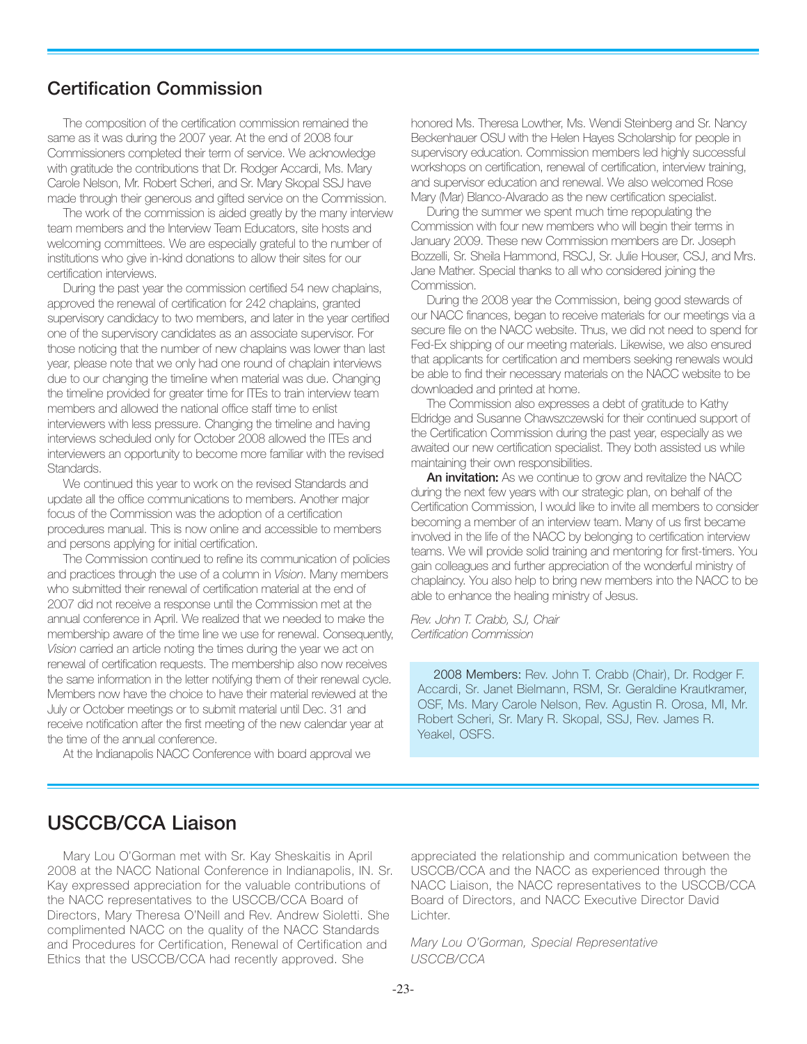## Certification Commission

The composition of the certification commission remained the same as it was during the 2007 year. At the end of 2008 four Commissioners completed their term of service. We acknowledge with gratitude the contributions that Dr. Rodger Accardi, Ms. Mary Carole Nelson, Mr. Robert Scheri, and Sr. Mary Skopal SSJ have made through their generous and gifted service on the Commission.

The work of the commission is aided greatly by the many interview team members and the Interview Team Educators, site hosts and welcoming committees. We are especially grateful to the number of institutions who give in-kind donations to allow their sites for our certification interviews.

During the past year the commission certified 54 new chaplains, approved the renewal of certification for 242 chaplains, granted supervisory candidacy to two members, and later in the year certified one of the supervisory candidates as an associate supervisor. For those noticing that the number of new chaplains was lower than last year, please note that we only had one round of chaplain interviews due to our changing the timeline when material was due. Changing the timeline provided for greater time for ITEs to train interview team members and allowed the national office staff time to enlist interviewers with less pressure. Changing the timeline and having interviews scheduled only for October 2008 allowed the ITEs and interviewers an opportunity to become more familiar with the revised Standards.

We continued this year to work on the revised Standards and update all the office communications to members. Another major focus of the Commission was the adoption of a certification procedures manual. This is now online and accessible to members and persons applying for initial certification.

The Commission continued to refine its communication of policies and practices through the use of a column in *Vision*. Many members who submitted their renewal of certification material at the end of 2007 did not receive a response until the Commission met at the annual conference in April. We realized that we needed to make the membership aware of the time line we use for renewal. Consequently, *Vision* carried an article noting the times during the year we act on renewal of certification requests. The membership also now receives the same information in the letter notifying them of their renewal cycle. Members now have the choice to have their material reviewed at the July or October meetings or to submit material until Dec. 31 and receive notification after the first meeting of the new calendar year at the time of the annual conference.

At the Indianapolis NACC Conference with board approval we honored Ms. Theresa Lowther, Ms. Wendi Steinberg and Sr. Nancy Beckenhauer OSU with the Helen Hayes Scholarship for people in supervisory education. Commission members led highly successful workshops on certification, renewal of certification, interview training, and supervisor education and renewal. We also welcomed Rose Mary (Mar) Blanco-Alvarado as the new certification specialist.

During the summer we spent much time repopulating the Commission with four new members who will begin their terms in January 2009. These new Commission members are Dr. Joseph Bozzelli, Sr. Sheila Hammond, RSCJ, Sr. Julie Houser, CSJ, and Mrs. Jane Mather. Special thanks to all who considered joining the Commission.

During the 2008 year the Commission, being good stewards of our NACC finances, began to receive materials for our meetings via a secure file on the NACC website. Thus, we did not need to spend for Fed-Ex shipping of our meeting materials. Likewise, we also ensured that applicants for certification and members seeking renewals would be able to find their necessary materials on the NACC website to be downloaded and printed at home.

The Commission also expresses a debt of gratitude to Kathy Eldridge and Susanne Chawszczewski for their continued support of the Certification Commission during the past year, especially as we awaited our new certification specialist. They both assisted us while maintaining their own responsibilities.

**An invitation:** As we continue to grow and revitalize the NACC during the next few years with our strategic plan, on behalf of the Certification Commission, I would like to invite all members to consider becoming a member of an interview team. Many of us first became involved in the life of the NACC by belonging to certification interview teams. We will provide solid training and mentoring for first-timers. You gain colleagues and further appreciation of the wonderful ministry of chaplaincy. You also help to bring new members into the NACC to be able to enhance the healing ministry of Jesus.

*Rev. John T. Crabb, SJ, Chair*
*Certification Commission*

2008 Members: Rev. John T. Crabb (Chair), Dr. Rodger F. Accardi, Sr. Janet Bielmann, RSM, Sr. Geraldine Krautkramer, OSF, Ms. Mary Carole Nelson, Rev. Agustin R. Orosa, MI, Mr. Robert Scheri, Sr. Mary R. Skopal, SSJ, Rev. James R. Yeakel, OSFS.

## USCCB/CCA Liaison

Mary Lou O'Gorman met with Sr. Kay Sheskaitis in April 2008 at the NACC National Conference in Indianapolis, IN. Sr. Kay expressed appreciation for the valuable contributions of the NACC representatives to the USCCB/CCA Board of Directors, Mary Theresa O'Neill and Rev. Andrew Sioletti. She complimented NACC on the quality of the NACC Standards and Procedures for Certification, Renewal of Certification and Ethics that the USCCB/CCA had recently approved. She appreciated the relationship and communication between the USCCB/CCA and the NACC as experienced through the NACC Liaison, the NACC representatives to the USCCB/CCA Board of Directors, and NACC Executive Director David Lichter.

*Mary Lou O'Gorman, Special Representative*
*USCCB/CCA*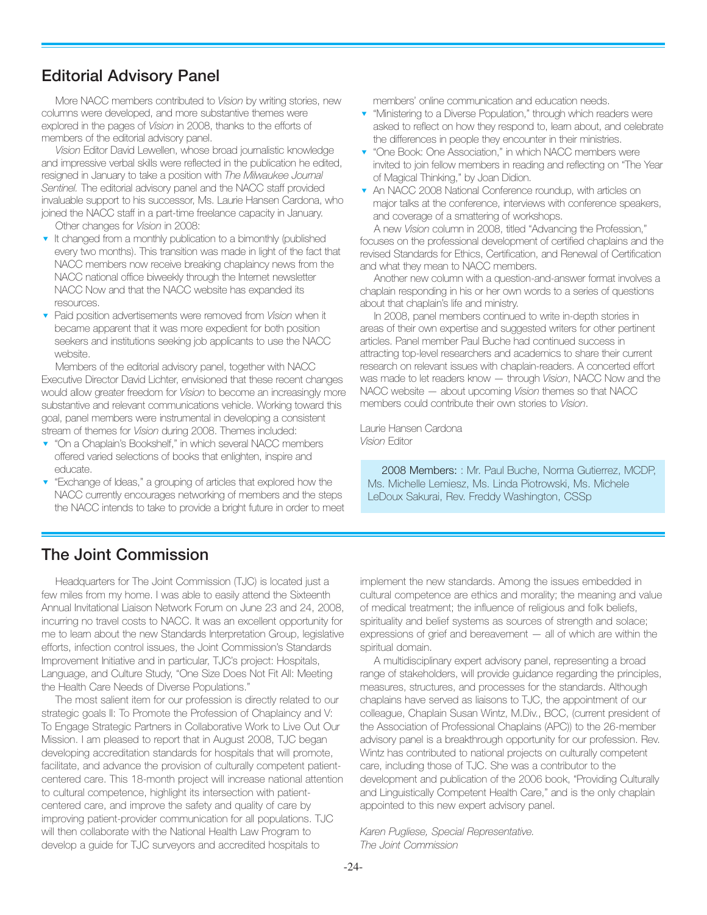## Editorial Advisory Panel

More NACC members contributed to *Vision* by writing stories, new columns were developed, and more substantive themes were explored in the pages of *Vision* in 2008, thanks to the efforts of members of the editorial advisory panel.

*Vision* Editor David Lewellen, whose broad journalistic knowledge and impressive verbal skills were reflected in the publication he edited, resigned in January to take a position with *The Milwaukee Journal Sentinel.* The editorial advisory panel and the NACC staff provided invaluable support to his successor, Ms. Laurie Hansen Cardona, who joined the NACC staff in a part-time freelance capacity in January.

Other changes for *Vision* in 2008:

- It changed from a monthly publication to a bimonthly (published every two months). This transition was made in light of the fact that NACC members now receive breaking chaplaincy news from the NACC national office biweekly through the Internet newsletter NACC Now and that the NACC website has expanded its resources.
- Paid position advertisements were removed from *Vision* when it became apparent that it was more expedient for both position seekers and institutions seeking job applicants to use the NACC website.

Members of the editorial advisory panel, together with NACC Executive Director David Lichter, envisioned that these recent changes would allow greater freedom for *Vision* to become an increasingly more substantive and relevant communications vehicle. Working toward this goal, panel members were instrumental in developing a consistent stream of themes for *Vision* during 2008. Themes included:

- "On a Chaplain's Bookshelf," in which several NACC members offered varied selections of books that enlighten, inspire and educate.
- "Exchange of Ideas," a grouping of articles that explored how the NACC currently encourages networking of members and the steps the NACC intends to take to provide a bright future in order to meet members' online communication and education needs.
- "Ministering to a Diverse Population," through which readers were asked to reflect on how they respond to, learn about, and celebrate the differences in people they encounter in their ministries.
- "One Book: One Association," in which NACC members were invited to join fellow members in reading and reflecting on "The Year of Magical Thinking," by Joan Didion.
- An NACC 2008 National Conference roundup, with articles on major talks at the conference, interviews with conference speakers, and coverage of a smattering of workshops.

A new *Vision* column in 2008, titled "Advancing the Profession," focuses on the professional development of certified chaplains and the revised Standards for Ethics, Certification, and Renewal of Certification and what they mean to NACC members.

Another new column with a question-and-answer format involves a chaplain responding in his or her own words to a series of questions about that chaplain's life and ministry.

In 2008, panel members continued to write in-depth stories in areas of their own expertise and suggested writers for other pertinent articles. Panel member Paul Buche had continued success in attracting top-level researchers and academics to share their current research on relevant issues with chaplain-readers. A concerted effort was made to let readers know — through *Vision*, NACC Now and the NACC website — about upcoming *Vision* themes so that NACC members could contribute their own stories to *Vision*.

Laurie Hansen Cardona
*Vision* Editor

2008 Members: : Mr. Paul Buche, Norma Gutierrez, MCDP, Ms. Michelle Lemiesz, Ms. Linda Piotrowski, Ms. Michele LeDoux Sakurai, Rev. Freddy Washington, CSSp

## The Joint Commission

Headquarters for The Joint Commission (TJC) is located just a few miles from my home. I was able to easily attend the Sixteenth Annual Invitational Liaison Network Forum on June 23 and 24, 2008, incurring no travel costs to NACC. It was an excellent opportunity for me to learn about the new Standards Interpretation Group, legislative efforts, infection control issues, the Joint Commission's Standards Improvement Initiative and in particular, TJC's project: Hospitals, Language, and Culture Study, "One Size Does Not Fit All: Meeting the Health Care Needs of Diverse Populations."

The most salient item for our profession is directly related to our strategic goals II: To Promote the Profession of Chaplaincy and V: To Engage Strategic Partners in Collaborative Work to Live Out Our Mission. I am pleased to report that in August 2008, TJC began developing accreditation standards for hospitals that will promote, facilitate, and advance the provision of culturally competent patient-centered care. This 18-month project will increase national attention to cultural competence, highlight its intersection with patient-centered care, and improve the safety and quality of care by improving patient-provider communication for all populations. TJC will then collaborate with the National Health Law Program to develop a guide for TJC surveyors and accredited hospitals to implement the new standards. Among the issues embedded in cultural competence are ethics and morality; the meaning and value of medical treatment; the influence of religious and folk beliefs, spirituality and belief systems as sources of strength and solace; expressions of grief and bereavement — all of which are within the spiritual domain.

A multidisciplinary expert advisory panel, representing a broad range of stakeholders, will provide guidance regarding the principles, measures, structures, and processes for the standards. Although chaplains have served as liaisons to TJC, the appointment of our colleague, Chaplain Susan Wintz, M.Div., BCC, (current president of the Association of Professional Chaplains (APC)) to the 26-member advisory panel is a breakthrough opportunity for our profession. Rev. Wintz has contributed to national projects on culturally competent care, including those of TJC. She was a contributor to the development and publication of the 2006 book, "Providing Culturally and Linguistically Competent Health Care," and is the only chaplain appointed to this new expert advisory panel.

*Karen Pugliese, Special Representative.*
*The Joint Commission*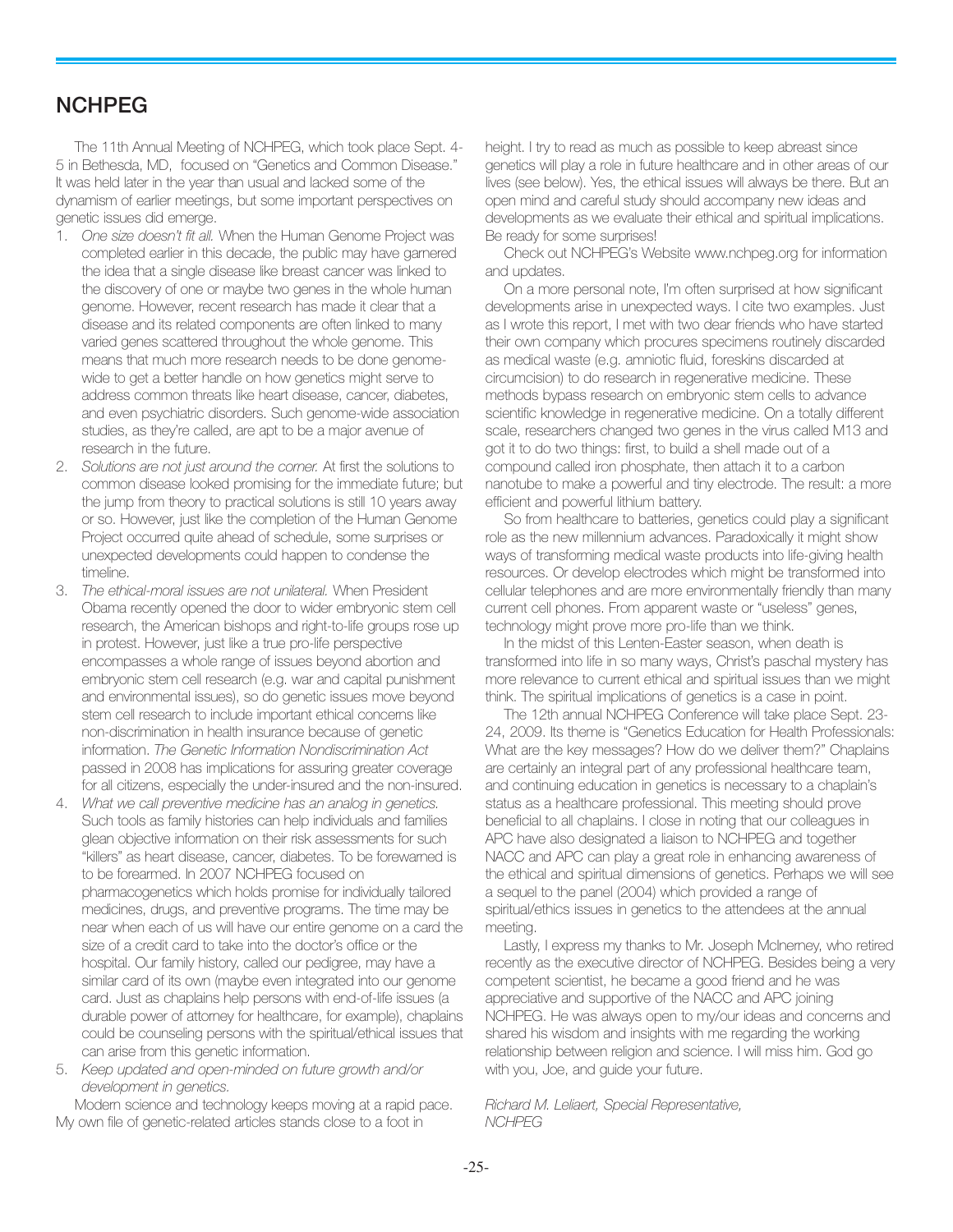## NCHPEG

The 11th Annual Meeting of NCHPEG, which took place Sept. 4-5 in Bethesda, MD, focused on "Genetics and Common Disease." It was held later in the year than usual and lacked some of the dynamism of earlier meetings, but some important perspectives on genetic issues did emerge.

1. *One size doesn't fit all.* When the Human Genome Project was completed earlier in this decade, the public may have garnered the idea that a single disease like breast cancer was linked to the discovery of one or maybe two genes in the whole human genome. However, recent research has made it clear that a disease and its related components are often linked to many varied genes scattered throughout the whole genome. This means that much more research needs to be done genome-wide to get a better handle on how genetics might serve to address common threats like heart disease, cancer, diabetes, and even psychiatric disorders. Such genome-wide association studies, as they're called, are apt to be a major avenue of research in the future.
2. *Solutions are not just around the corner.* At first the solutions to common disease looked promising for the immediate future; but the jump from theory to practical solutions is still 10 years away or so. However, just like the completion of the Human Genome Project occurred quite ahead of schedule, some surprises or unexpected developments could happen to condense the timeline.
3. *The ethical-moral issues are not unilateral.* When President Obama recently opened the door to wider embryonic stem cell research, the American bishops and right-to-life groups rose up in protest. However, just like a true pro-life perspective encompasses a whole range of issues beyond abortion and embryonic stem cell research (e.g. war and capital punishment and environmental issues), so do genetic issues move beyond stem cell research to include important ethical concerns like non-discrimination in health insurance because of genetic information. *The Genetic Information Nondiscrimination Act* passed in 2008 has implications for assuring greater coverage for all citizens, especially the under-insured and the non-insured.
4. *What we call preventive medicine has an analog in genetics.* Such tools as family histories can help individuals and families glean objective information on their risk assessments for such "killers" as heart disease, cancer, diabetes. To be forewarned is to be forearmed. In 2007 NCHPEG focused on pharmacogenetics which holds promise for individually tailored medicines, drugs, and preventive programs. The time may be near when each of us will have our entire genome on a card the size of a credit card to take into the doctor's office or the hospital. Our family history, called our pedigree, may have a similar card of its own (maybe even integrated into our genome card. Just as chaplains help persons with end-of-life issues (a durable power of attorney for healthcare, for example), chaplains could be counseling persons with the spiritual/ethical issues that can arise from this genetic information.
5. *Keep updated and open-minded on future growth and/or development in genetics.*

Modern science and technology keeps moving at a rapid pace. My own file of genetic-related articles stands close to a foot in height. I try to read as much as possible to keep abreast since genetics will play a role in future healthcare and in other areas of our lives (see below). Yes, the ethical issues will always be there. But an open mind and careful study should accompany new ideas and developments as we evaluate their ethical and spiritual implications. Be ready for some surprises!

Check out NCHPEG's Website www.nchpeg.org for information and updates.

On a more personal note, I'm often surprised at how significant developments arise in unexpected ways. I cite two examples. Just as I wrote this report, I met with two dear friends who have started their own company which procures specimens routinely discarded as medical waste (e.g. amniotic fluid, foreskins discarded at circumcision) to do research in regenerative medicine. These methods bypass research on embryonic stem cells to advance scientific knowledge in regenerative medicine. On a totally different scale, researchers changed two genes in the virus called M13 and got it to do two things: first, to build a shell made out of a compound called iron phosphate, then attach it to a carbon nanotube to make a powerful and tiny electrode. The result: a more efficient and powerful lithium battery.

So from healthcare to batteries, genetics could play a significant role as the new millennium advances. Paradoxically it might show ways of transforming medical waste products into life-giving health resources. Or develop electrodes which might be transformed into cellular telephones and are more environmentally friendly than many current cell phones. From apparent waste or "useless" genes, technology might prove more pro-life than we think.

In the midst of this Lenten-Easter season, when death is transformed into life in so many ways, Christ's paschal mystery has more relevance to current ethical and spiritual issues than we might think. The spiritual implications of genetics is a case in point.

The 12th annual NCHPEG Conference will take place Sept. 23-24, 2009. Its theme is "Genetics Education for Health Professionals: What are the key messages? How do we deliver them?" Chaplains are certainly an integral part of any professional healthcare team, and continuing education in genetics is necessary to a chaplain's status as a healthcare professional. This meeting should prove beneficial to all chaplains. I close in noting that our colleagues in APC have also designated a liaison to NCHPEG and together NACC and APC can play a great role in enhancing awareness of the ethical and spiritual dimensions of genetics. Perhaps we will see a sequel to the panel (2004) which provided a range of spiritual/ethics issues in genetics to the attendees at the annual meeting.

Lastly, I express my thanks to Mr. Joseph McInerney, who retired recently as the executive director of NCHPEG. Besides being a very competent scientist, he became a good friend and he was appreciative and supportive of the NACC and APC joining NCHPEG. He was always open to my/our ideas and concerns and shared his wisdom and insights with me regarding the working relationship between religion and science. I will miss him. God go with you, Joe, and guide your future.

*Richard M. Leliaert, Special Representative, NCHPEG*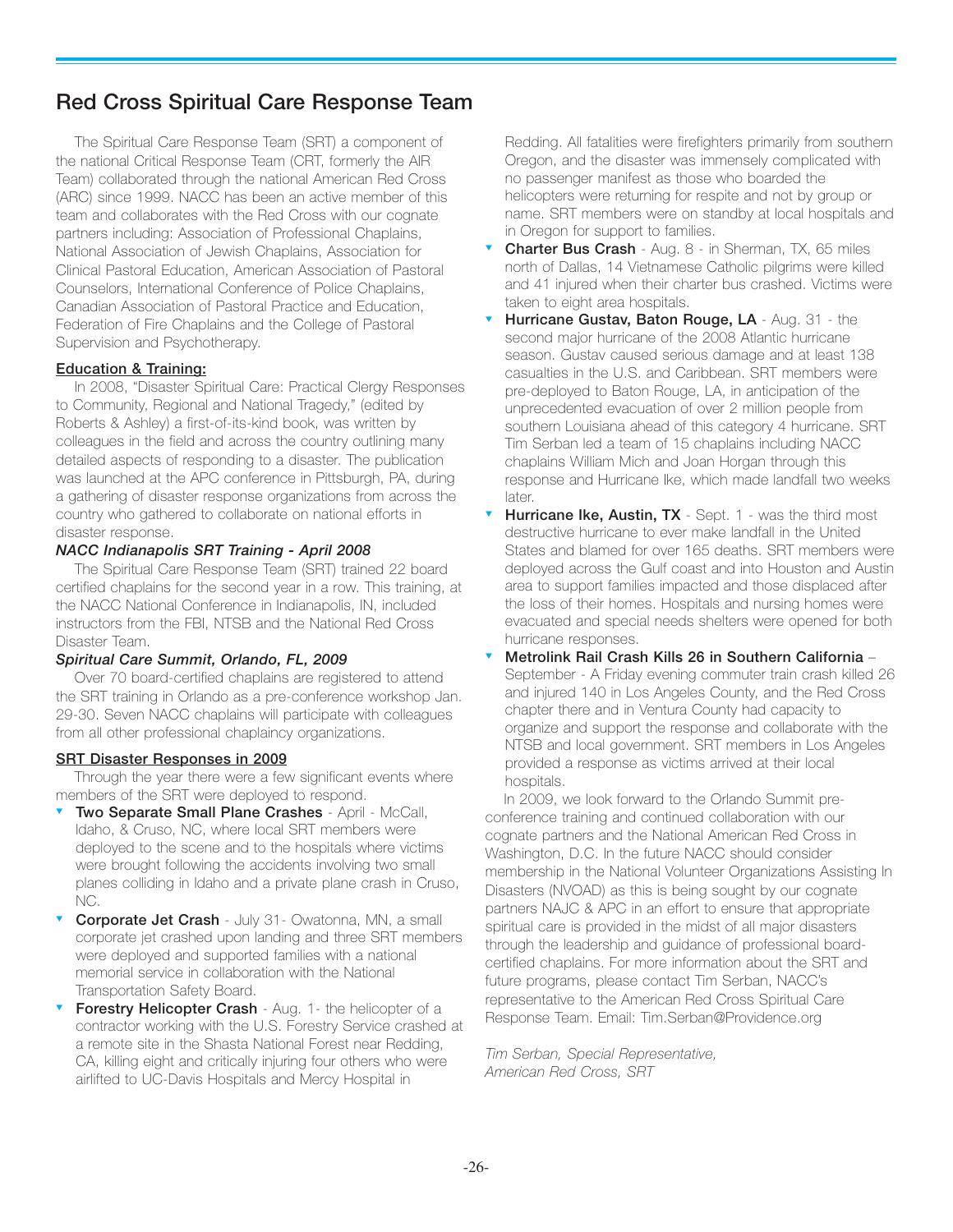## Red Cross Spiritual Care Response Team

The Spiritual Care Response Team (SRT) a component of the national Critical Response Team (CRT, formerly the AIR Team) collaborated through the national American Red Cross (ARC) since 1999. NACC has been an active member of this team and collaborates with the Red Cross with our cognate partners including: Association of Professional Chaplains, National Association of Jewish Chaplains, Association for Clinical Pastoral Education, American Association of Pastoral Counselors, International Conference of Police Chaplains, Canadian Association of Pastoral Practice and Education, Federation of Fire Chaplains and the College of Pastoral Supervision and Psychotherapy.

**Education & Training:**

In 2008, "Disaster Spiritual Care: Practical Clergy Responses to Community, Regional and National Tragedy," (edited by Roberts & Ashley) a first-of-its-kind book, was written by colleagues in the field and across the country outlining many detailed aspects of responding to a disaster. The publication was launched at the APC conference in Pittsburgh, PA, during a gathering of disaster response organizations from across the country who gathered to collaborate on national efforts in disaster response.

***NACC Indianapolis SRT Training - April 2008***

The Spiritual Care Response Team (SRT) trained 22 board certified chaplains for the second year in a row. This training, at the NACC National Conference in Indianapolis, IN, included instructors from the FBI, NTSB and the National Red Cross Disaster Team.

***Spiritual Care Summit, Orlando, FL, 2009***

Over 70 board-certified chaplains are registered to attend the SRT training in Orlando as a pre-conference workshop Jan. 29-30. Seven NACC chaplains will participate with colleagues from all other professional chaplaincy organizations.

**SRT Disaster Responses in 2009**

Through the year there were a few significant events where members of the SRT were deployed to respond.

- **Two Separate Small Plane Crashes** - April - McCall, Idaho, & Cruso, NC, where local SRT members were deployed to the scene and to the hospitals where victims were brought following the accidents involving two small planes colliding in Idaho and a private plane crash in Cruso, NC.
- **Corporate Jet Crash** - July 31- Owatonna, MN, a small corporate jet crashed upon landing and three SRT members were deployed and supported families with a national memorial service in collaboration with the National Transportation Safety Board.
- **Forestry Helicopter Crash** - Aug. 1- the helicopter of a contractor working with the U.S. Forestry Service crashed at a remote site in the Shasta National Forest near Redding, CA, killing eight and critically injuring four others who were airlifted to UC-Davis Hospitals and Mercy Hospital in Redding. All fatalities were firefighters primarily from southern Oregon, and the disaster was immensely complicated with no passenger manifest as those who boarded the helicopters were returning for respite and not by group or name. SRT members were on standby at local hospitals and in Oregon for support to families.
- **Charter Bus Crash** - Aug. 8 - in Sherman, TX, 65 miles north of Dallas, 14 Vietnamese Catholic pilgrims were killed and 41 injured when their charter bus crashed. Victims were taken to eight area hospitals.
- **Hurricane Gustav, Baton Rouge, LA** - Aug. 31 - the second major hurricane of the 2008 Atlantic hurricane season. Gustav caused serious damage and at least 138 casualties in the U.S. and Caribbean. SRT members were pre-deployed to Baton Rouge, LA, in anticipation of the unprecedented evacuation of over 2 million people from southern Louisiana ahead of this category 4 hurricane. SRT Tim Serban led a team of 15 chaplains including NACC chaplains William Mich and Joan Horgan through this response and Hurricane Ike, which made landfall two weeks later.
- **Hurricane Ike, Austin, TX** - Sept. 1 - was the third most destructive hurricane to ever make landfall in the United States and blamed for over 165 deaths. SRT members were deployed across the Gulf coast and into Houston and Austin area to support families impacted and those displaced after the loss of their homes. Hospitals and nursing homes were evacuated and special needs shelters were opened for both hurricane responses.
- **Metrolink Rail Crash Kills 26 in Southern California** – September - A Friday evening commuter train crash killed 26 and injured 140 in Los Angeles County, and the Red Cross chapter there and in Ventura County had capacity to organize and support the response and collaborate with the NTSB and local government. SRT members in Los Angeles provided a response as victims arrived at their local hospitals.

In 2009, we look forward to the Orlando Summit pre-conference training and continued collaboration with our cognate partners and the National American Red Cross in Washington, D.C. In the future NACC should consider membership in the National Volunteer Organizations Assisting In Disasters (NVOAD) as this is being sought by our cognate partners NAJC & APC in an effort to ensure that appropriate spiritual care is provided in the midst of all major disasters through the leadership and guidance of professional board-certified chaplains. For more information about the SRT and future programs, please contact Tim Serban, NACC's representative to the American Red Cross Spiritual Care Response Team. Email: Tim.Serban@Providence.org

*Tim Serban, Special Representative,*
*American Red Cross, SRT*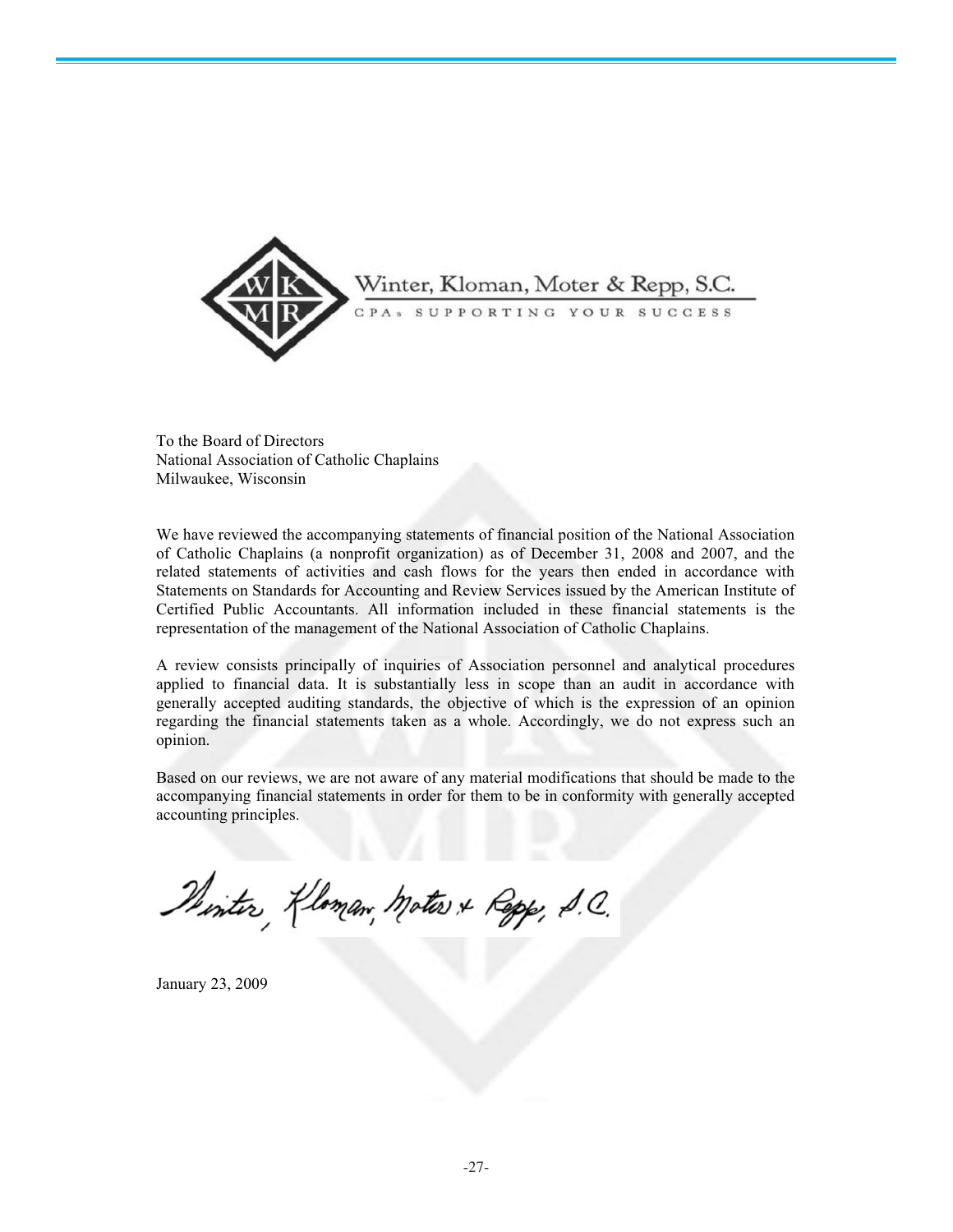Winter, Kloman, Moter & Repp, S.C.

CPAs SUPPORTING YOUR SUCCESS

To the Board of Directors
National Association of Catholic Chaplains
Milwaukee, Wisconsin

We have reviewed the accompanying statements of financial position of the National Association of Catholic Chaplains (a nonprofit organization) as of December 31, 2008 and 2007, and the related statements of activities and cash flows for the years then ended in accordance with Statements on Standards for Accounting and Review Services issued by the American Institute of Certified Public Accountants. All information included in these financial statements is the representation of the management of the National Association of Catholic Chaplains.

A review consists principally of inquiries of Association personnel and analytical procedures applied to financial data. It is substantially less in scope than an audit in accordance with generally accepted auditing standards, the objective of which is the expression of an opinion regarding the financial statements taken as a whole. Accordingly, we do not express such an opinion.

Based on our reviews, we are not aware of any material modifications that should be made to the accompanying financial statements in order for them to be in conformity with generally accepted accounting principles.

Winter, Kloman, Moter & Repp, S.C.

January 23, 2009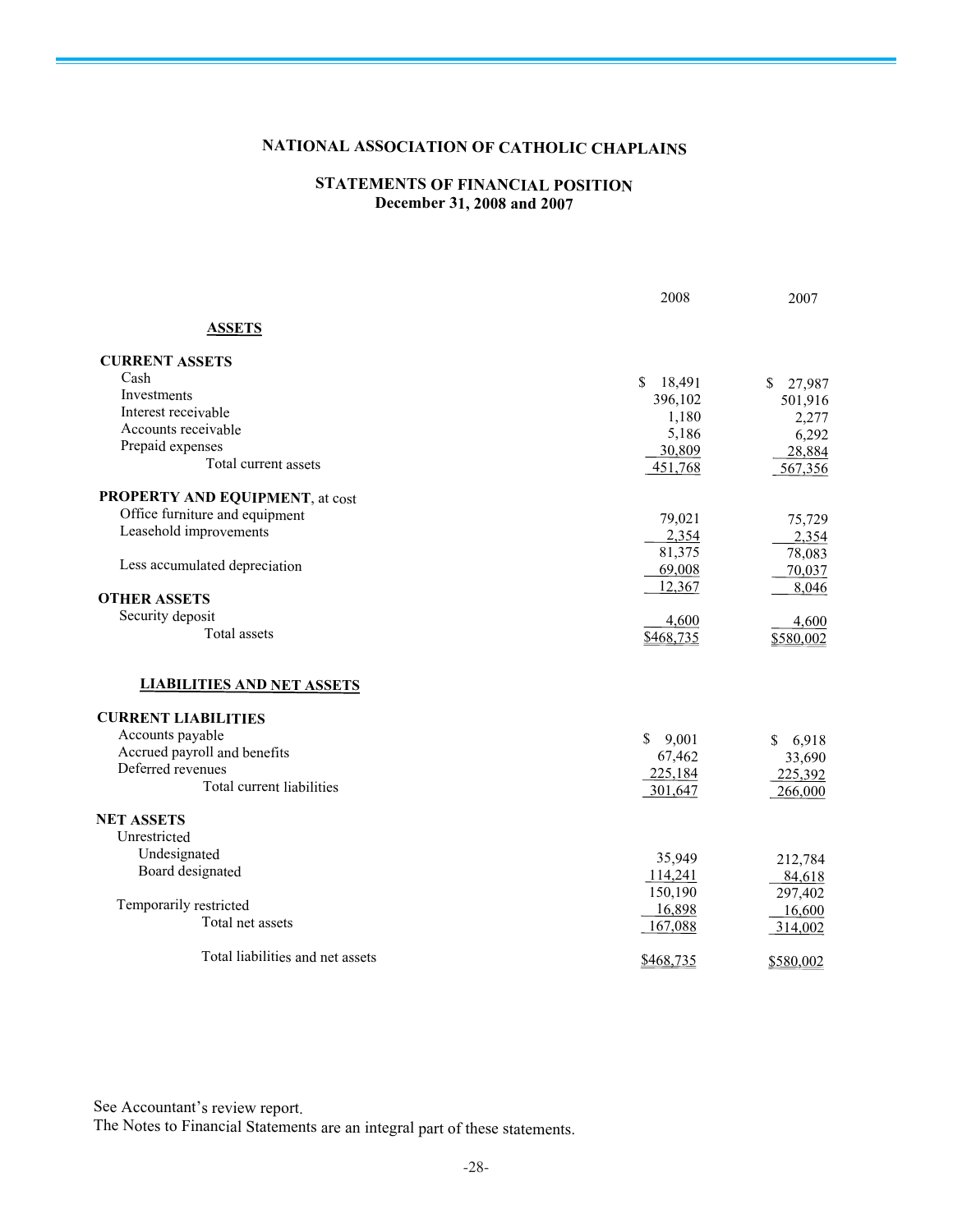# NATIONAL ASSOCIATION OF CATHOLIC CHAPLAINS

## STATEMENTS OF FINANCIAL POSITION
**December 31, 2008 and 2007**

| | 2008 | 2007 |
|---|---|---|
| **ASSETS** | | |
| **CURRENT ASSETS** | | |
| Cash | $ 18,491 | $ 27,987 |
| Investments | 396,102 | 501,916 |
| Interest receivable | 1,180 | 2,277 |
| Accounts receivable | 5,186 | 6,292 |
| Prepaid expenses | 30,809 | 28,884 |
| Total current assets | 451,768 | 567,356 |
| **PROPERTY AND EQUIPMENT**, at cost | | |
| Office furniture and equipment | 79,021 | 75,729 |
| Leasehold improvements | 2,354 | 2,354 |
| | 81,375 | 78,083 |
| Less accumulated depreciation | 69,008 | 70,037 |
| | 12,367 | 8,046 |
| **OTHER ASSETS** | | |
| Security deposit | 4,600 | 4,600 |
| Total assets | $468,735 | $580,002 |
| **LIABILITIES AND NET ASSETS** | | |
| **CURRENT LIABILITIES** | | |
| Accounts payable | $ 9,001 | $ 6,918 |
| Accrued payroll and benefits | 67,462 | 33,690 |
| Deferred revenues | 225,184 | 225,392 |
| Total current liabilities | 301,647 | 266,000 |
| **NET ASSETS** | | |
| Unrestricted | | |
| Undesignated | 35,949 | 212,784 |
| Board designated | 114,241 | 84,618 |
| | 150,190 | 297,402 |
| Temporarily restricted | 16,898 | 16,600 |
| Total net assets | 167,088 | 314,002 |
| Total liabilities and net assets | $468,735 | $580,002 |

See Accountant's review report.
The Notes to Financial Statements are an integral part of these statements.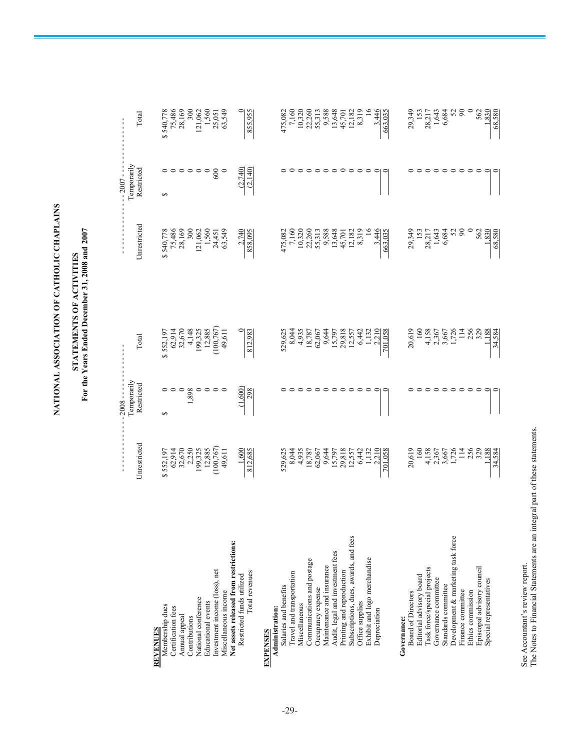# NATIONAL ASSOCIATION OF CATHOLIC CHAPLAINS

## STATEMENTS OF ACTIVITIES
### For the Years Ended December 31, 2008 and 2007

| | 2008 | | | 2007 | | |
|---|---|---|---|---|---|---|
| | Unrestricted | Temporarily Restricted | Total | Unrestricted | Temporarily Restricted | Total |
| **REVENUES** | | | | | | |
| Membership dues | $ 552,197 | $ 0 | $ 552,197 | $ 540,778 | $ 0 | $ 540,778 |
| Certification fees | 62,914 | 0 | 62,914 | 75,486 | 0 | 75,486 |
| Annual appeal | 32,670 | 0 | 32,670 | 28,169 | 0 | 28,169 |
| Contributions | 2,250 | 1,898 | 4,148 | 300 | 0 | 300 |
| National conference | 199,325 | 0 | 199,325 | 121,062 | 0 | 121,062 |
| Educational events | 12,885 | 0 | 12,885 | 1,560 | 0 | 1,560 |
| Investment income (loss), net | (100,767) | 0 | (100,767) | 24,451 | 600 | 25,051 |
| Miscellaneous income | 49,611 | 0 | 49,611 | 63,549 | 0 | 63,549 |
| **Net assets released from restrictions:** | | | | | | |
| Restricted funds utilized | 1,600 | (1,600) | 0 | 2,740 | (2,740) | 0 |
| Total revenues | 812,685 | 298 | 812,983 | 858,095 | (2,140) | 855,955 |
| **EXPENSES** | | | | | | |
| **Administration:** | | | | | | |
| Salaries and benefits | 529,625 | 0 | 529,625 | 475,082 | 0 | 475,082 |
| Travel and transportation | 8,044 | 0 | 8,044 | 7,160 | 0 | 7,160 |
| Miscellaneous | 4,935 | 0 | 4,935 | 10,320 | 0 | 10,320 |
| Communications and postage | 18,787 | 0 | 18,787 | 22,260 | 0 | 22,260 |
| Occupancy expense | 62,067 | 0 | 62,067 | 55,313 | 0 | 55,313 |
| Maintenance and insurance | 9,644 | 0 | 9,644 | 9,588 | 0 | 9,588 |
| Audit, legal and investment fees | 15,797 | 0 | 15,797 | 13,648 | 0 | 13,648 |
| Printing and reproduction | 29,818 | 0 | 29,818 | 45,701 | 0 | 45,701 |
| Subscriptions, dues, awards, and fees | 12,557 | 0 | 12,557 | 12,182 | 0 | 12,182 |
| Office supplies | 6,442 | 0 | 6,442 | 8,319 | 0 | 8,319 |
| Exhibit and logo merchandise | 1,132 | 0 | 1,132 | 16 | 0 | 16 |
| Depreciation | 2,210 | 0 | 2,210 | 3,446 | 0 | 3,446 |
| | 701,058 | 0 | 701,058 | 663,035 | 0 | 663,035 |
| **Governance:** | | | | | | |
| Board of Directors | 20,619 | 0 | 20,619 | 29,349 | 0 | 29,349 |
| Editorial advisory board | 160 | 0 | 160 | 153 | 0 | 153 |
| Task force/special projects | 4,158 | 0 | 4,158 | 28,217 | 0 | 28,217 |
| Governance committee | 2,367 | 0 | 2,367 | 1,643 | 0 | 1,643 |
| Standards committee | 3,667 | 0 | 3,667 | 6,684 | 0 | 6,684 |
| Development & marketing task force | 1,726 | 0 | 1,726 | 52 | 0 | 52 |
| Finance committee | 114 | 0 | 114 | 90 | 0 | 90 |
| Ethics commission | 256 | 0 | 256 | 0 | 0 | 0 |
| Episcopal advisory council | 329 | 0 | 329 | 562 | 0 | 562 |
| Special representatives | 1,188 | 0 | 1,188 | 1,830 | 0 | 1,830 |
| | 34,584 | 0 | 34,584 | 68,580 | 0 | 68,580 |

See Accountant's review report.
The Notes to Financial Statements are an integral part of these statements.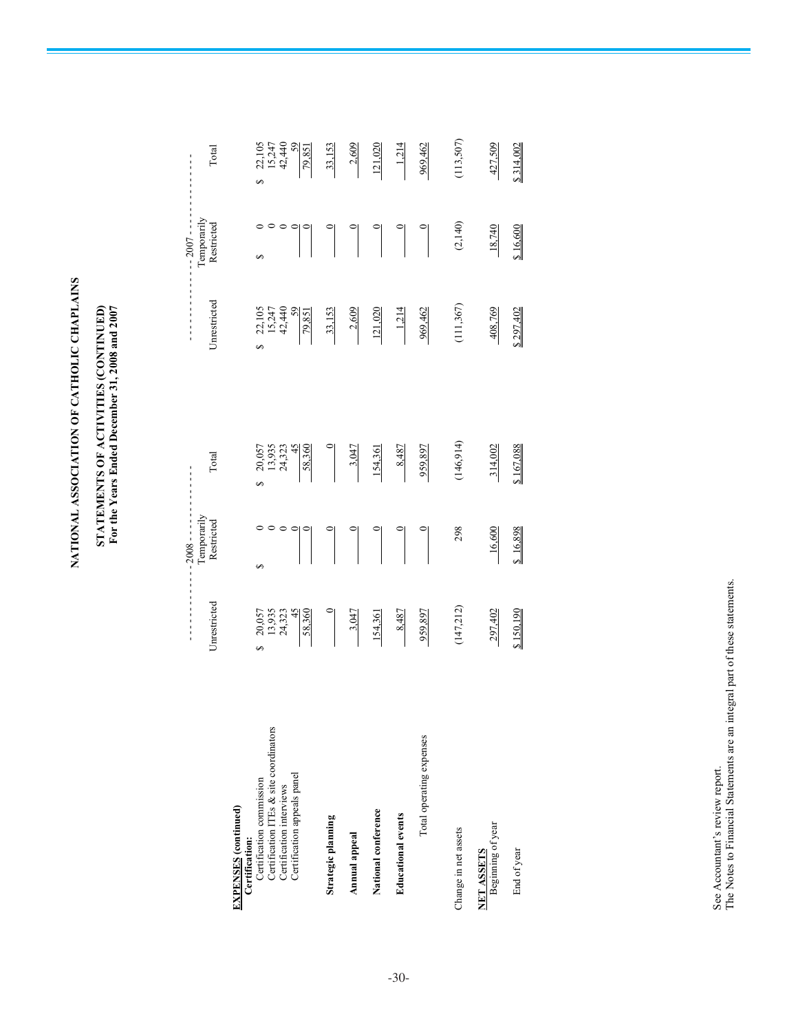# NATIONAL ASSOCIATION OF CATHOLIC CHAPLAINS

## STATEMENTS OF ACTIVITIES (CONTINUED)
### For the Years Ended December 31, 2008 and 2007

| | 2008 | | | 2007 | | |
|---|---|---|---|---|---|---|
| | Unrestricted | Temporarily Restricted | Total | Unrestricted | Temporarily Restricted | Total |
| **EXPENSES (continued)** | | | | | | |
| **Certification:** | | | | | | |
| Certification commission | $ 20,057 | $ 0 | $ 20,057 | $ 22,105 | $ 0 | $ 22,105 |
| Certification ITEs & site coordinators | 13,935 | 0 | 13,935 | 15,247 | 0 | 15,247 |
| Certification interviews | 24,323 | 0 | 24,323 | 42,440 | 0 | 42,440 |
| Certification appeals panel | 45 | 0 | 45 | 59 | 0 | 59 |
| | 58,360 | 0 | 58,360 | 79,851 | 0 | 79,851 |
| **Strategic planning** | 0 | 0 | 0 | 33,153 | 0 | 33,153 |
| **Annual appeal** | 3,047 | 0 | 3,047 | 2,609 | 0 | 2,609 |
| **National conference** | 154,361 | 0 | 154,361 | 121,020 | 0 | 121,020 |
| **Educational events** | 8,487 | 0 | 8,487 | 1,214 | 0 | 1,214 |
| Total operating expenses | 959,897 | 0 | 959,897 | 969,462 | 0 | 969,462 |
| Change in net assets | (147,212) | 298 | (146,914) | (111,367) | (2,140) | (113,507) |
| **NET ASSETS** | | | | | | |
| Beginning of year | 297,402 | 16,600 | 314,002 | 408,769 | 18,740 | 427,509 |
| End of year | $ 150,190 | $ 16,898 | $ 167,088 | $ 297,402 | $ 16,600 | $ 314,002 |

See Accountant's review report.
The Notes to Financial Statements are an integral part of these statements.